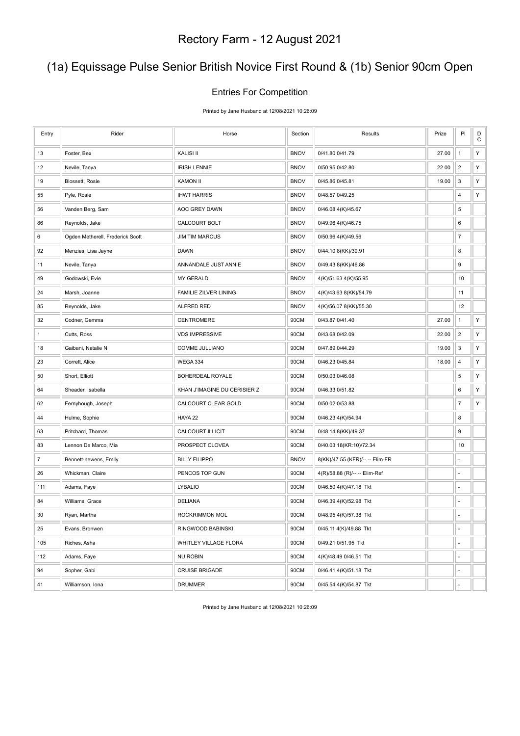# Rectory Farm - 12 August 2021

## (1a) Equissage Pulse Senior British Novice First Round & (1b) Senior 90cm Open

### Entries For Competition

Printed by Jane Husband at 12/08/2021 10:26:09

| Entry | Rider | Horse | Section | Results | Prize | Pl | DC |
|---|---|---|---|---|---|---|---|
| 13 | Foster, Bex | KALISI II | BNOV | 0/41.80 0/41.79 | 27.00 | 1 | Y |
| 12 | Nevile, Tanya | IRISH LENNIE | BNOV | 0/50.95 0/42.80 | 22.00 | 2 | Y |
| 19 | Blossett, Rosie | KAMON II | BNOV | 0/45.86 0/45.81 | 19.00 | 3 | Y |
| 55 | Pyle, Rosie | IHWT HARRIS | BNOV | 0/48.57 0/49.25 | | 4 | Y |
| 56 | Vanden Berg, Sam | AOC GREY DAWN | BNOV | 0/46.08 4(K)/45.67 | | 5 | |
| 86 | Reynolds, Jake | CALCOURT BOLT | BNOV | 0/49.96 4(K)/46.75 | | 6 | |
| 6 | Ogden Metherell, Frederick Scott | JIM TIM MARCUS | BNOV | 0/50.96 4(K)/49.56 | | 7 | |
| 92 | Menzies, Lisa Jayne | DAWN | BNOV | 0/44.10 8(KK)/39.91 | | 8 | |
| 11 | Nevile, Tanya | ANNANDALE JUST ANNIE | BNOV | 0/49.43 8(KK)/46.86 | | 9 | |
| 49 | Godowski, Evie | MY GERALD | BNOV | 4(K)/51.63 4(K)/55.95 | | 10 | |
| 24 | Marsh, Joanne | FAMILIE ZILVER LINING | BNOV | 4(K)/43.63 8(KK)/54.79 | | 11 | |
| 85 | Reynolds, Jake | ALFRED RED | BNOV | 4(K)/56.07 8(KK)/55.30 | | 12 | |
| 32 | Codner, Gemma | CENTROMERE | 90CM | 0/43.87 0/41.40 | 27.00 | 1 | Y |
| 1 | Cutts, Ross | VDS IMPRESSIVE | 90CM | 0/43.68 0/42.09 | 22.00 | 2 | Y |
| 18 | Gaibani, Natalie N | COMME JULLIANO | 90CM | 0/47.89 0/44.29 | 19.00 | 3 | Y |
| 23 | Corrett, Alice | WEGA 334 | 90CM | 0/46.23 0/45.84 | 18.00 | 4 | Y |
| 50 | Short, Elliott | BOHERDEAL ROYALE | 90CM | 0/50.03 0/46.08 | | 5 | Y |
| 64 | Sheader, Isabella | KHAN J'IMAGINE DU CERISIER Z | 90CM | 0/46.33 0/51.82 | | 6 | Y |
| 62 | Fernyhough, Joseph | CALCOURT CLEAR GOLD | 90CM | 0/50.02 0/53.88 | | 7 | Y |
| 44 | Hulme, Sophie | HAYA 22 | 90CM | 0/46.23 4(K)/54.94 | | 8 | |
| 63 | Pritchard, Thomas | CALCOURT ILLICIT | 90CM | 0/48.14 8(KK)/49.37 | | 9 | |
| 83 | Lennon De Marco, Mia | PROSPECT CLOVEA | 90CM | 0/40.03 18(KR:10)/72.34 | | 10 | |
| 7 | Bennett-newens, Emily | BILLY FILIPPO | BNOV | 8(KK)/47.55 (KFR)/--.-- Elim-FR | | - | |
| 26 | Whickman, Claire | PENCOS TOP GUN | 90CM | 4(R)/58.88 (R)/--.-- Elim-Ref | | - | |
| 111 | Adams, Faye | LYBALIO | 90CM | 0/46.50 4(K)/47.18 Tkt | | - | |
| 84 | Williams, Grace | DELIANA | 90CM | 0/46.39 4(K)/52.98 Tkt | | - | |
| 30 | Ryan, Martha | ROCKRIMMON MOL | 90CM | 0/48.95 4(K)/57.38 Tkt | | - | |
| 25 | Evans, Bronwen | RINGWOOD BABINSKI | 90CM | 0/45.11 4(K)/49.88 Tkt | | - | |
| 105 | Riches, Asha | WHITLEY VILLAGE FLORA | 90CM | 0/49.21 0/51.95 Tkt | | - | |
| 112 | Adams, Faye | NU ROBIN | 90CM | 4(K)/48.49 0/46.51 Tkt | | - | |
| 94 | Sopher, Gabi | CRUISE BRIGADE | 90CM | 0/46.41 4(K)/51.18 Tkt | | - | |
| 41 | Williamson, Iona | DRUMMER | 90CM | 0/45.54 4(K)/54.87 Tkt | | - | |

Printed by Jane Husband at 12/08/2021 10:26:09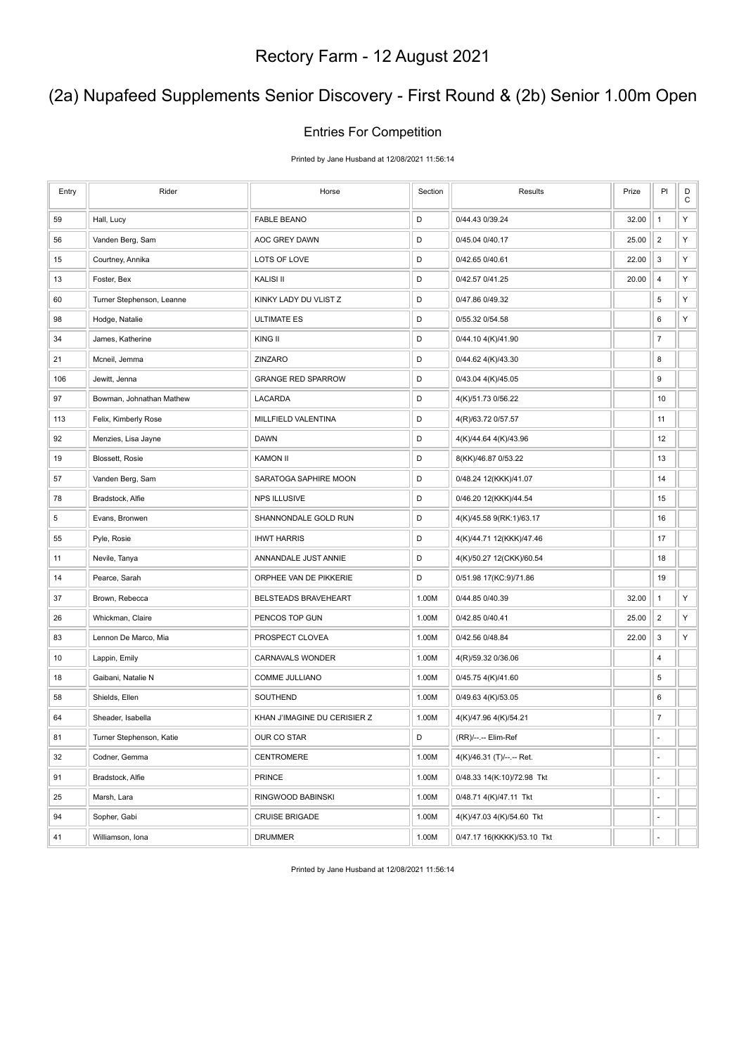# Rectory Farm - 12 August 2021

## (2a) Nupafeed Supplements Senior Discovery - First Round & (2b) Senior 1.00m Open

### Entries For Competition

Printed by Jane Husband at 12/08/2021 11:56:14

| Entry | Rider | Horse | Section | Results | Prize | Pl | DC |
|---|---|---|---|---|---|---|---|
| 59 | Hall, Lucy | FABLE BEANO | D | 0/44.43 0/39.24 | 32.00 | 1 | Y |
| 56 | Vanden Berg, Sam | AOC GREY DAWN | D | 0/45.04 0/40.17 | 25.00 | 2 | Y |
| 15 | Courtney, Annika | LOTS OF LOVE | D | 0/42.65 0/40.61 | 22.00 | 3 | Y |
| 13 | Foster, Bex | KALISI II | D | 0/42.57 0/41.25 | 20.00 | 4 | Y |
| 60 | Turner Stephenson, Leanne | KINKY LADY DU VLIST Z | D | 0/47.86 0/49.32 | | 5 | Y |
| 98 | Hodge, Natalie | ULTIMATE ES | D | 0/55.32 0/54.58 | | 6 | Y |
| 34 | James, Katherine | KING II | D | 0/44.10 4(K)/41.90 | | 7 | |
| 21 | Mcneil, Jemma | ZINZARO | D | 0/44.62 4(K)/43.30 | | 8 | |
| 106 | Jewitt, Jenna | GRANGE RED SPARROW | D | 0/43.04 4(K)/45.05 | | 9 | |
| 97 | Bowman, Johnathan Mathew | LACARDA | D | 4(K)/51.73 0/56.22 | | 10 | |
| 113 | Felix, Kimberly Rose | MILLFIELD VALENTINA | D | 4(R)/63.72 0/57.57 | | 11 | |
| 92 | Menzies, Lisa Jayne | DAWN | D | 4(K)/44.64 4(K)/43.96 | | 12 | |
| 19 | Blossett, Rosie | KAMON II | D | 8(KK)/46.87 0/53.22 | | 13 | |
| 57 | Vanden Berg, Sam | SARATOGA SAPHIRE MOON | D | 0/48.24 12(KKK)/41.07 | | 14 | |
| 78 | Bradstock, Alfie | NPS ILLUSIVE | D | 0/46.20 12(KKK)/44.54 | | 15 | |
| 5 | Evans, Bronwen | SHANNONDALE GOLD RUN | D | 4(K)/45.58 9(RK:1)/63.17 | | 16 | |
| 55 | Pyle, Rosie | IHWT HARRIS | D | 4(K)/44.71 12(KKK)/47.46 | | 17 | |
| 11 | Nevile, Tanya | ANNANDALE JUST ANNIE | D | 4(K)/50.27 12(CKK)/60.54 | | 18 | |
| 14 | Pearce, Sarah | ORPHEE VAN DE PIKKERIE | D | 0/51.98 17(KC:9)/71.86 | | 19 | |
| 37 | Brown, Rebecca | BELSTEADS BRAVEHEART | 1.00M | 0/44.85 0/40.39 | 32.00 | 1 | Y |
| 26 | Whickman, Claire | PENCOS TOP GUN | 1.00M | 0/42.85 0/40.41 | 25.00 | 2 | Y |
| 83 | Lennon De Marco, Mia | PROSPECT CLOVEA | 1.00M | 0/42.56 0/48.84 | 22.00 | 3 | Y |
| 10 | Lappin, Emily | CARNAVALS WONDER | 1.00M | 4(R)/59.32 0/36.06 | | 4 | |
| 18 | Gaibani, Natalie N | COMME JULLIANO | 1.00M | 0/45.75 4(K)/41.60 | | 5 | |
| 58 | Shields, Ellen | SOUTHEND | 1.00M | 0/49.63 4(K)/53.05 | | 6 | |
| 64 | Sheader, Isabella | KHAN J'IMAGINE DU CERISIER Z | 1.00M | 4(K)/47.96 4(K)/54.21 | | 7 | |
| 81 | Turner Stephenson, Katie | OUR CO STAR | D | (RR)/--.-- Elim-Ref | | - | |
| 32 | Codner, Gemma | CENTROMERE | 1.00M | 4(K)/46.31 (T)/--.-- Ret. | | - | |
| 91 | Bradstock, Alfie | PRINCE | 1.00M | 0/48.33 14(K:10)/72.98 Tkt | | - | |
| 25 | Marsh, Lara | RINGWOOD BABINSKI | 1.00M | 0/48.71 4(K)/47.11 Tkt | | - | |
| 94 | Sopher, Gabi | CRUISE BRIGADE | 1.00M | 4(K)/47.03 4(K)/54.60 Tkt | | - | |
| 41 | Williamson, Iona | DRUMMER | 1.00M | 0/47.17 16(KKKK)/53.10 Tkt | | - | |

Printed by Jane Husband at 12/08/2021 11:56:14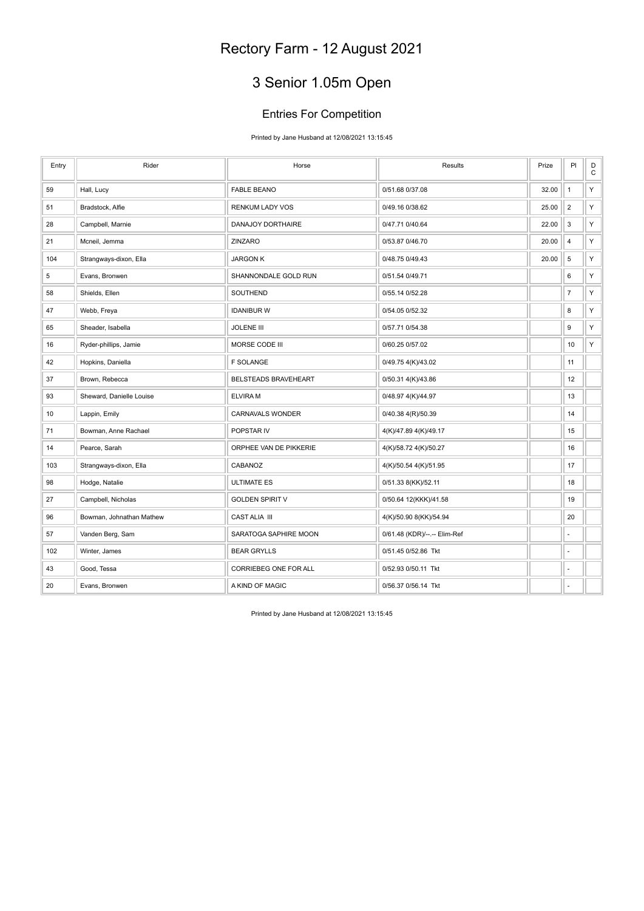# Rectory Farm - 12 August 2021

## 3 Senior 1.05m Open

### Entries For Competition

Printed by Jane Husband at 12/08/2021 13:15:45

| Entry | Rider | Horse | Results | Prize | Pl | DC |
|---|---|---|---|---|---|---|
| 59 | Hall, Lucy | FABLE BEANO | 0/51.68 0/37.08 | 32.00 | 1 | Y |
| 51 | Bradstock, Alfie | RENKUM LADY VOS | 0/49.16 0/38.62 | 25.00 | 2 | Y |
| 28 | Campbell, Marnie | DANAJOY DORTHAIRE | 0/47.71 0/40.64 | 22.00 | 3 | Y |
| 21 | Mcneil, Jemma | ZINZARO | 0/53.87 0/46.70 | 20.00 | 4 | Y |
| 104 | Strangways-dixon, Ella | JARGON K | 0/48.75 0/49.43 | 20.00 | 5 | Y |
| 5 | Evans, Bronwen | SHANNONDALE GOLD RUN | 0/51.54 0/49.71 | | 6 | Y |
| 58 | Shields, Ellen | SOUTHEND | 0/55.14 0/52.28 | | 7 | Y |
| 47 | Webb, Freya | IDANIBUR W | 0/54.05 0/52.32 | | 8 | Y |
| 65 | Sheader, Isabella | JOLENE III | 0/57.71 0/54.38 | | 9 | Y |
| 16 | Ryder-phillips, Jamie | MORSE CODE III | 0/60.25 0/57.02 | | 10 | Y |
| 42 | Hopkins, Daniella | F SOLANGE | 0/49.75 4(K)/43.02 | | 11 | |
| 37 | Brown, Rebecca | BELSTEADS BRAVEHEART | 0/50.31 4(K)/43.86 | | 12 | |
| 93 | Sheward, Danielle Louise | ELVIRA M | 0/48.97 4(K)/44.97 | | 13 | |
| 10 | Lappin, Emily | CARNAVALS WONDER | 0/40.38 4(R)/50.39 | | 14 | |
| 71 | Bowman, Anne Rachael | POPSTAR IV | 4(K)/47.89 4(K)/49.17 | | 15 | |
| 14 | Pearce, Sarah | ORPHEE VAN DE PIKKERIE | 4(K)/58.72 4(K)/50.27 | | 16 | |
| 103 | Strangways-dixon, Ella | CABANOZ | 4(K)/50.54 4(K)/51.95 | | 17 | |
| 98 | Hodge, Natalie | ULTIMATE ES | 0/51.33 8(KK)/52.11 | | 18 | |
| 27 | Campbell, Nicholas | GOLDEN SPIRIT V | 0/50.64 12(KKK)/41.58 | | 19 | |
| 96 | Bowman, Johnathan Mathew | CAST ALIA III | 4(K)/50.90 8(KK)/54.94 | | 20 | |
| 57 | Vanden Berg, Sam | SARATOGA SAPHIRE MOON | 0/61.48 (KDR)/--.-- Elim-Ref | | - | |
| 102 | Winter, James | BEAR GRYLLS | 0/51.45 0/52.86 Tkt | | - | |
| 43 | Good, Tessa | CORRIEBEG ONE FOR ALL | 0/52.93 0/50.11 Tkt | | - | |
| 20 | Evans, Bronwen | A KIND OF MAGIC | 0/56.37 0/56.14 Tkt | | - | |

Printed by Jane Husband at 12/08/2021 13:15:45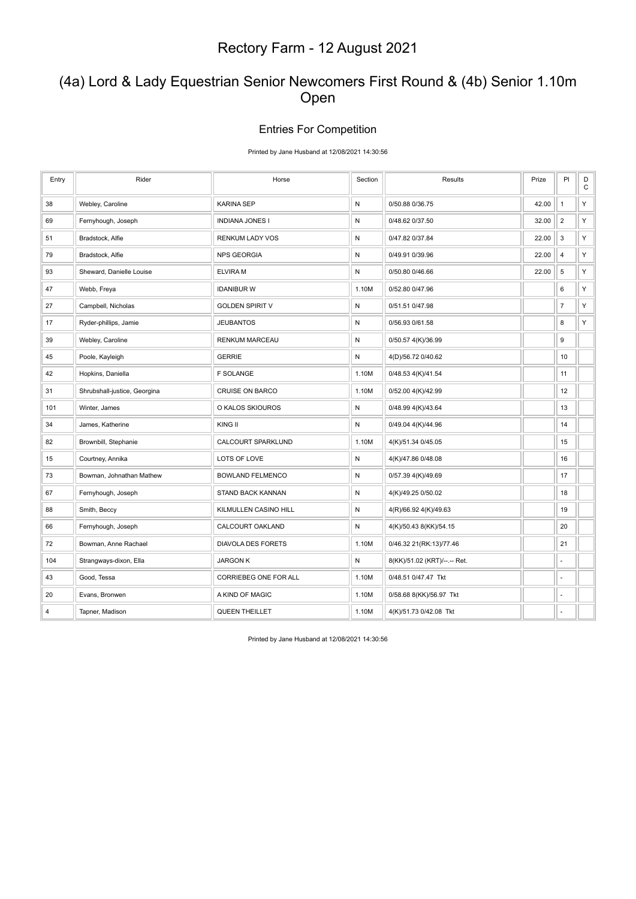# Rectory Farm - 12 August 2021

## (4a) Lord & Lady Equestrian Senior Newcomers First Round & (4b) Senior 1.10m Open

### Entries For Competition

Printed by Jane Husband at 12/08/2021 14:30:56

| Entry | Rider | Horse | Section | Results | Prize | Pl | D C |
|---|---|---|---|---|---|---|---|
| 38 | Webley, Caroline | KARINA SEP | N | 0/50.88 0/36.75 | 42.00 | 1 | Y |
| 69 | Fernyhough, Joseph | INDIANA JONES I | N | 0/48.62 0/37.50 | 32.00 | 2 | Y |
| 51 | Bradstock, Alfie | RENKUM LADY VOS | N | 0/47.82 0/37.84 | 22.00 | 3 | Y |
| 79 | Bradstock, Alfie | NPS GEORGIA | N | 0/49.91 0/39.96 | 22.00 | 4 | Y |
| 93 | Sheward, Danielle Louise | ELVIRA M | N | 0/50.80 0/46.66 | 22.00 | 5 | Y |
| 47 | Webb, Freya | IDANIBUR W | 1.10M | 0/52.80 0/47.96 | | 6 | Y |
| 27 | Campbell, Nicholas | GOLDEN SPIRIT V | N | 0/51.51 0/47.98 | | 7 | Y |
| 17 | Ryder-phillips, Jamie | JEUBANTOS | N | 0/56.93 0/61.58 | | 8 | Y |
| 39 | Webley, Caroline | RENKUM MARCEAU | N | 0/50.57 4(K)/36.99 | | 9 | |
| 45 | Poole, Kayleigh | GERRIE | N | 4(D)/56.72 0/40.62 | | 10 | |
| 42 | Hopkins, Daniella | F SOLANGE | 1.10M | 0/48.53 4(K)/41.54 | | 11 | |
| 31 | Shrubshall-justice, Georgina | CRUISE ON BARCO | 1.10M | 0/52.00 4(K)/42.99 | | 12 | |
| 101 | Winter, James | O KALOS SKIOUROS | N | 0/48.99 4(K)/43.64 | | 13 | |
| 34 | James, Katherine | KING II | N | 0/49.04 4(K)/44.96 | | 14 | |
| 82 | Brownbill, Stephanie | CALCOURT SPARKLUND | 1.10M | 4(K)/51.34 0/45.05 | | 15 | |
| 15 | Courtney, Annika | LOTS OF LOVE | N | 4(K)/47.86 0/48.08 | | 16 | |
| 73 | Bowman, Johnathan Mathew | BOWLAND FELMENCO | N | 0/57.39 4(K)/49.69 | | 17 | |
| 67 | Fernyhough, Joseph | STAND BACK KANNAN | N | 4(K)/49.25 0/50.02 | | 18 | |
| 88 | Smith, Beccy | KILMULLEN CASINO HILL | N | 4(R)/66.92 4(K)/49.63 | | 19 | |
| 66 | Fernyhough, Joseph | CALCOURT OAKLAND | N | 4(K)/50.43 8(KK)/54.15 | | 20 | |
| 72 | Bowman, Anne Rachael | DIAVOLA DES FORETS | 1.10M | 0/46.32 21(RK:13)/77.46 | | 21 | |
| 104 | Strangways-dixon, Ella | JARGON K | N | 8(KK)/51.02 (KRT)/--.-- Ret. | | - | |
| 43 | Good, Tessa | CORRIEBEG ONE FOR ALL | 1.10M | 0/48.51 0/47.47 Tkt | | - | |
| 20 | Evans, Bronwen | A KIND OF MAGIC | 1.10M | 0/58.68 8(KK)/56.97 Tkt | | - | |
| 4 | Tapner, Madison | QUEEN THEILLET | 1.10M | 4(K)/51.73 0/42.08 Tkt | | - | |

Printed by Jane Husband at 12/08/2021 14:30:56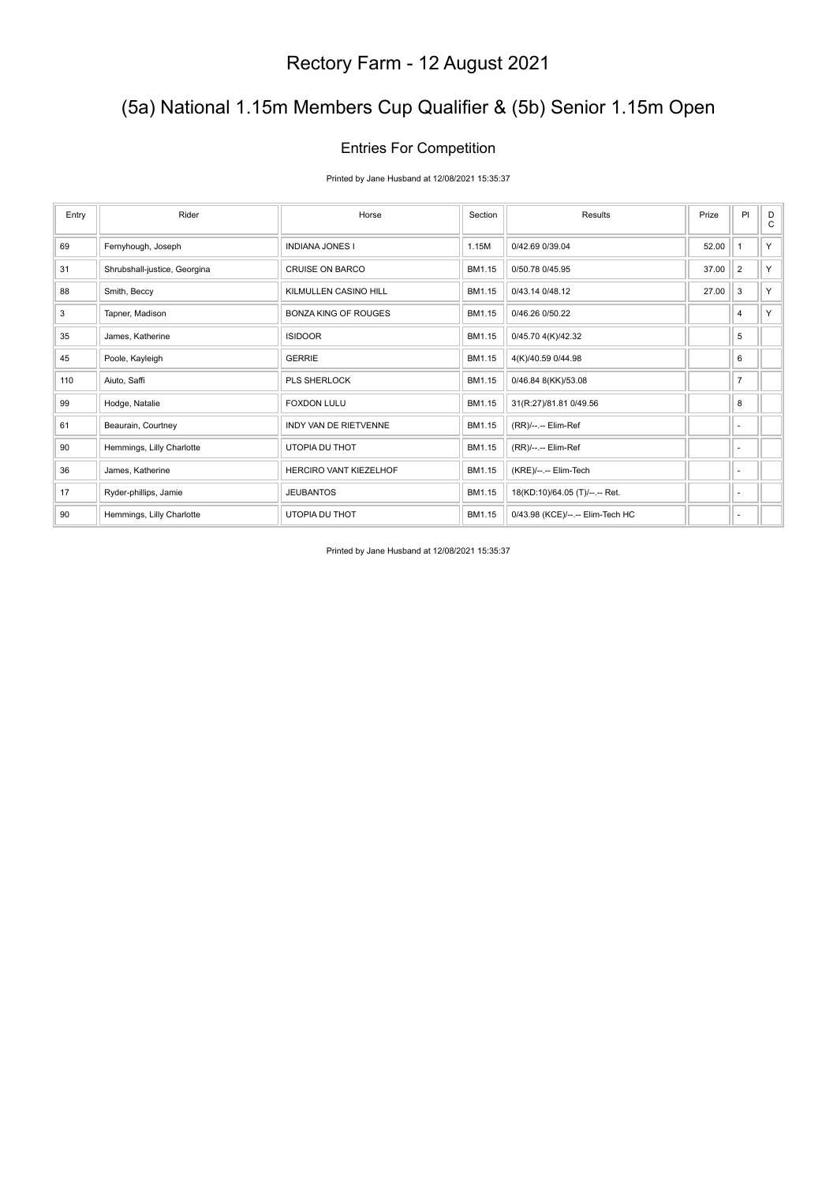# Rectory Farm - 12 August 2021

## (5a) National 1.15m Members Cup Qualifier & (5b) Senior 1.15m Open

### Entries For Competition

Printed by Jane Husband at 12/08/2021 15:35:37

| Entry | Rider | Horse | Section | Results | Prize | Pl | DC |
|---|---|---|---|---|---|---|---|
| 69 | Fernyhough, Joseph | INDIANA JONES I | 1.15M | 0/42.69 0/39.04 | 52.00 | 1 | Y |
| 31 | Shrubshall-justice, Georgina | CRUISE ON BARCO | BM1.15 | 0/50.78 0/45.95 | 37.00 | 2 | Y |
| 88 | Smith, Beccy | KILMULLEN CASINO HILL | BM1.15 | 0/43.14 0/48.12 | 27.00 | 3 | Y |
| 3 | Tapner, Madison | BONZA KING OF ROUGES | BM1.15 | 0/46.26 0/50.22 | | 4 | Y |
| 35 | James, Katherine | ISIDOOR | BM1.15 | 0/45.70 4(K)/42.32 | | 5 | |
| 45 | Poole, Kayleigh | GERRIE | BM1.15 | 4(K)/40.59 0/44.98 | | 6 | |
| 110 | Aiuto, Saffi | PLS SHERLOCK | BM1.15 | 0/46.84 8(KK)/53.08 | | 7 | |
| 99 | Hodge, Natalie | FOXDON LULU | BM1.15 | 31(R:27)/81.81 0/49.56 | | 8 | |
| 61 | Beaurain, Courtney | INDY VAN DE RIETVENNE | BM1.15 | (RR)/--.-- Elim-Ref | | - | |
| 90 | Hemmings, Lilly Charlotte | UTOPIA DU THOT | BM1.15 | (RR)/--.-- Elim-Ref | | - | |
| 36 | James, Katherine | HERCIRO VANT KIEZELHOF | BM1.15 | (KRE)/--.-- Elim-Tech | | - | |
| 17 | Ryder-phillips, Jamie | JEUBANTOS | BM1.15 | 18(KD:10)/64.05 (T)/--.-- Ret. | | - | |
| 90 | Hemmings, Lilly Charlotte | UTOPIA DU THOT | BM1.15 | 0/43.98 (KCE)/--.-- Elim-Tech HC | | - | |

Printed by Jane Husband at 12/08/2021 15:35:37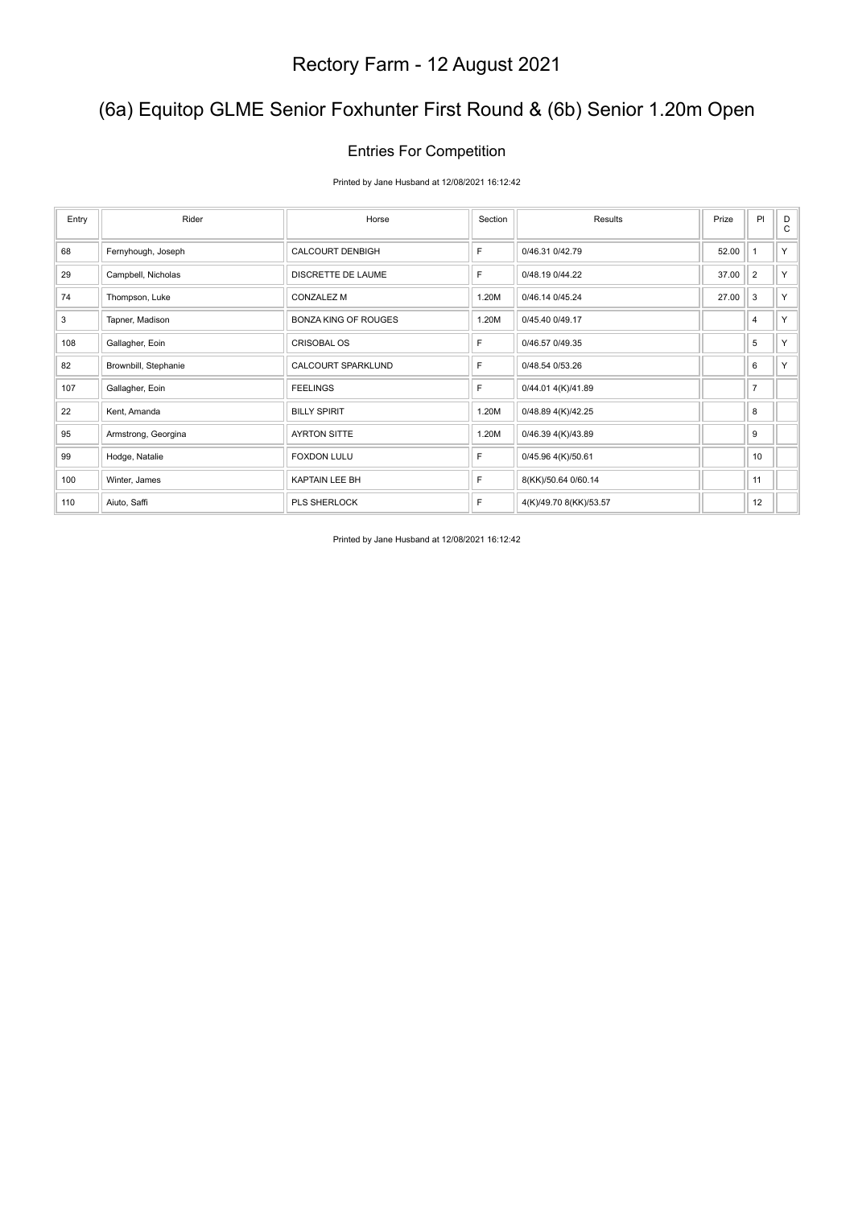# Rectory Farm - 12 August 2021

## (6a) Equitop GLME Senior Foxhunter First Round & (6b) Senior 1.20m Open

### Entries For Competition

Printed by Jane Husband at 12/08/2021 16:12:42

| Entry | Rider | Horse | Section | Results | Prize | Pl | D C |
|---|---|---|---|---|---|---|---|
| 68 | Fernyhough, Joseph | CALCOURT DENBIGH | F | 0/46.31 0/42.79 | 52.00 | 1 | Y |
| 29 | Campbell, Nicholas | DISCRETTE DE LAUME | F | 0/48.19 0/44.22 | 37.00 | 2 | Y |
| 74 | Thompson, Luke | CONZALEZ M | 1.20M | 0/46.14 0/45.24 | 27.00 | 3 | Y |
| 3 | Tapner, Madison | BONZA KING OF ROUGES | 1.20M | 0/45.40 0/49.17 | | 4 | Y |
| 108 | Gallagher, Eoin | CRISOBAL OS | F | 0/46.57 0/49.35 | | 5 | Y |
| 82 | Brownbill, Stephanie | CALCOURT SPARKLUND | F | 0/48.54 0/53.26 | | 6 | Y |
| 107 | Gallagher, Eoin | FEELINGS | F | 0/44.01 4(K)/41.89 | | 7 | |
| 22 | Kent, Amanda | BILLY SPIRIT | 1.20M | 0/48.89 4(K)/42.25 | | 8 | |
| 95 | Armstrong, Georgina | AYRTON SITTE | 1.20M | 0/46.39 4(K)/43.89 | | 9 | |
| 99 | Hodge, Natalie | FOXDON LULU | F | 0/45.96 4(K)/50.61 | | 10 | |
| 100 | Winter, James | KAPTAIN LEE BH | F | 8(KK)/50.64 0/60.14 | | 11 | |
| 110 | Aiuto, Saffi | PLS SHERLOCK | F | 4(K)/49.70 8(KK)/53.57 | | 12 | |

Printed by Jane Husband at 12/08/2021 16:12:42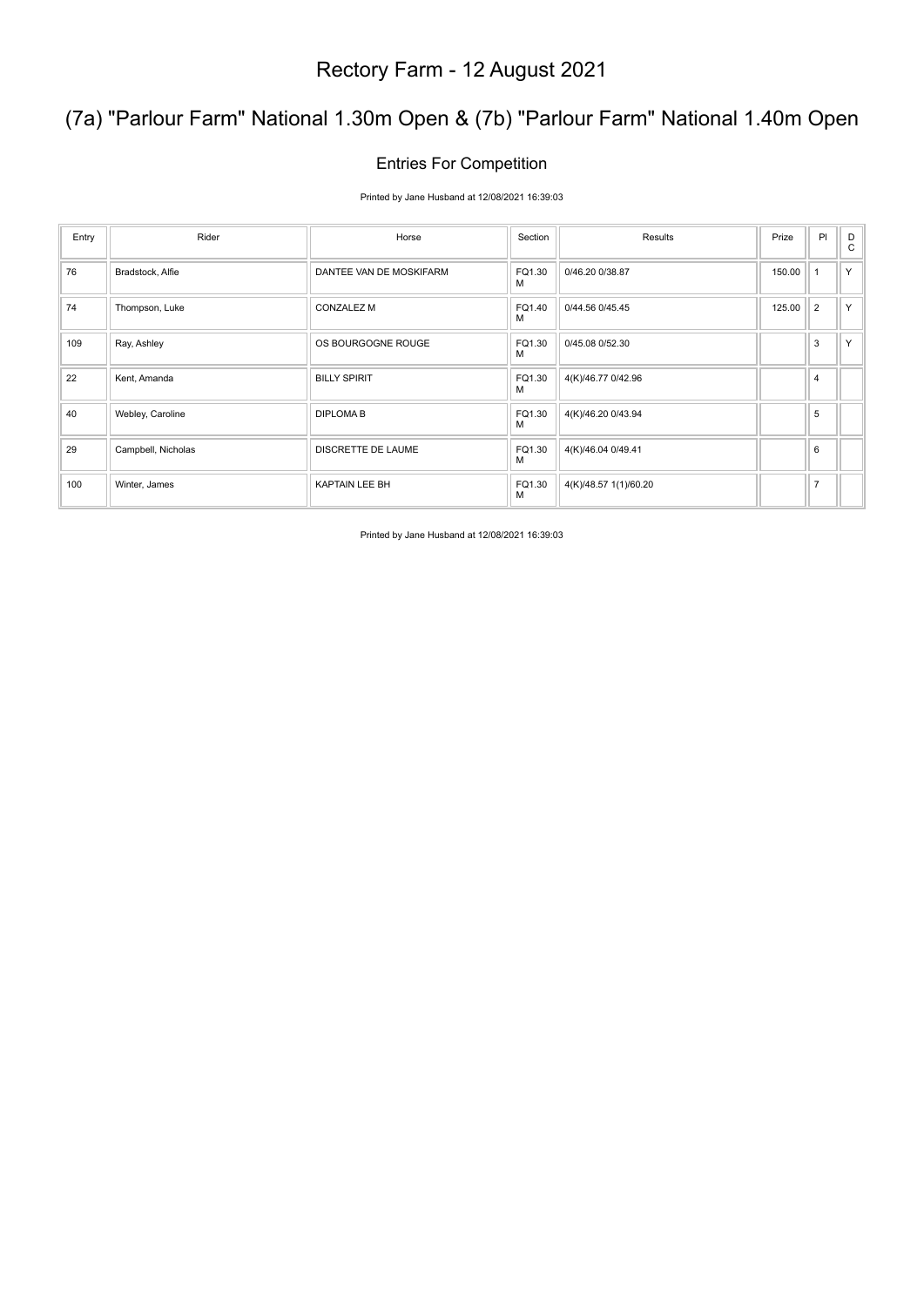# Rectory Farm - 12 August 2021

## (7a) "Parlour Farm" National 1.30m Open & (7b) "Parlour Farm" National 1.40m Open

### Entries For Competition

Printed by Jane Husband at 12/08/2021 16:39:03

| Entry | Rider | Horse | Section | Results | Prize | Pl | DC |
|---|---|---|---|---|---|---|---|
| 76 | Bradstock, Alfie | DANTEE VAN DE MOSKIFARM | FQ1.30 M | 0/46.20 0/38.87 | 150.00 | 1 | Y |
| 74 | Thompson, Luke | CONZALEZ M | FQ1.40 M | 0/44.56 0/45.45 | 125.00 | 2 | Y |
| 109 | Ray, Ashley | OS BOURGOGNE ROUGE | FQ1.30 M | 0/45.08 0/52.30 | | 3 | Y |
| 22 | Kent, Amanda | BILLY SPIRIT | FQ1.30 M | 4(K)/46.77 0/42.96 | | 4 | |
| 40 | Webley, Caroline | DIPLOMA B | FQ1.30 M | 4(K)/46.20 0/43.94 | | 5 | |
| 29 | Campbell, Nicholas | DISCRETTE DE LAUME | FQ1.30 M | 4(K)/46.04 0/49.41 | | 6 | |
| 100 | Winter, James | KAPTAIN LEE BH | FQ1.30 M | 4(K)/48.57 1(1)/60.20 | | 7 | |

Printed by Jane Husband at 12/08/2021 16:39:03